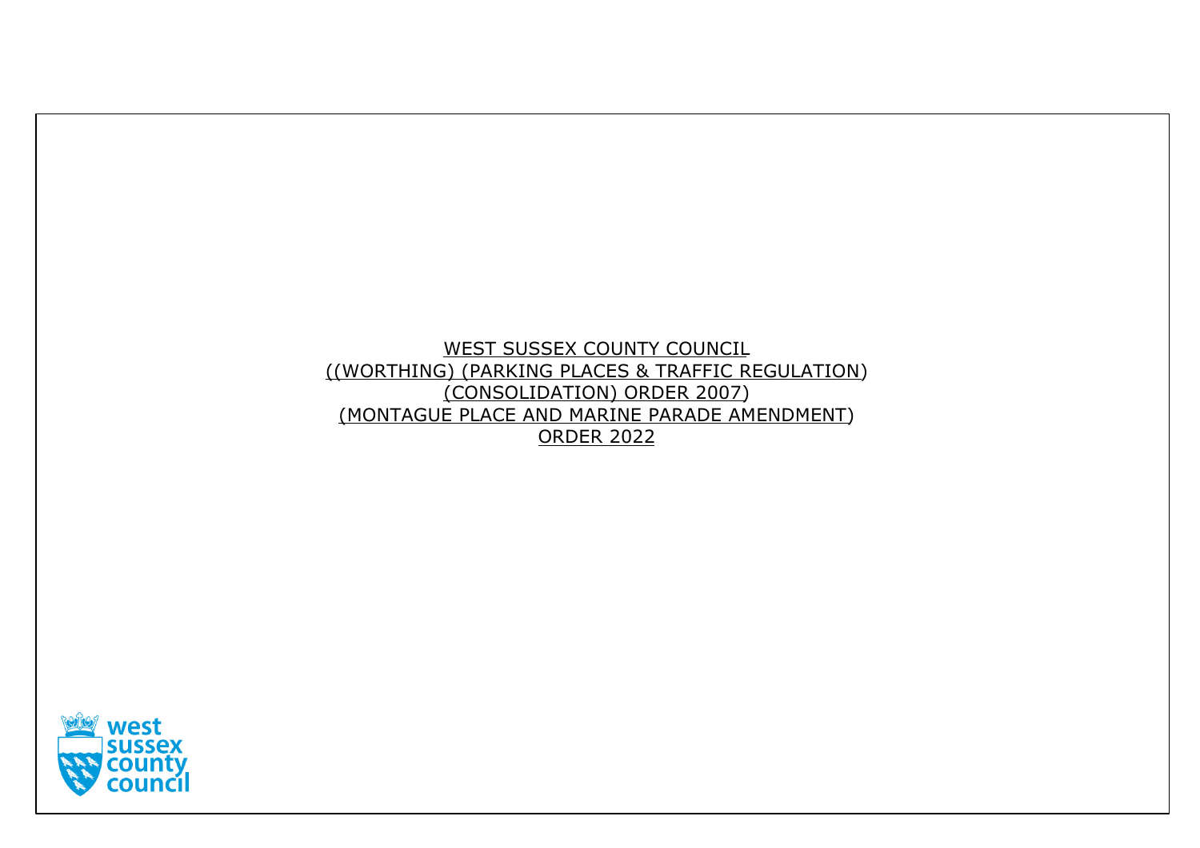# WEST SUSSEX COUNTY COUNCIL
# ((WORTHING) (PARKING PLACES & TRAFFIC REGULATION) (CONSOLIDATION) ORDER 2007) (MONTAGUE PLACE AND MARINE PARADE AMENDMENT) ORDER 2022

west sussex county council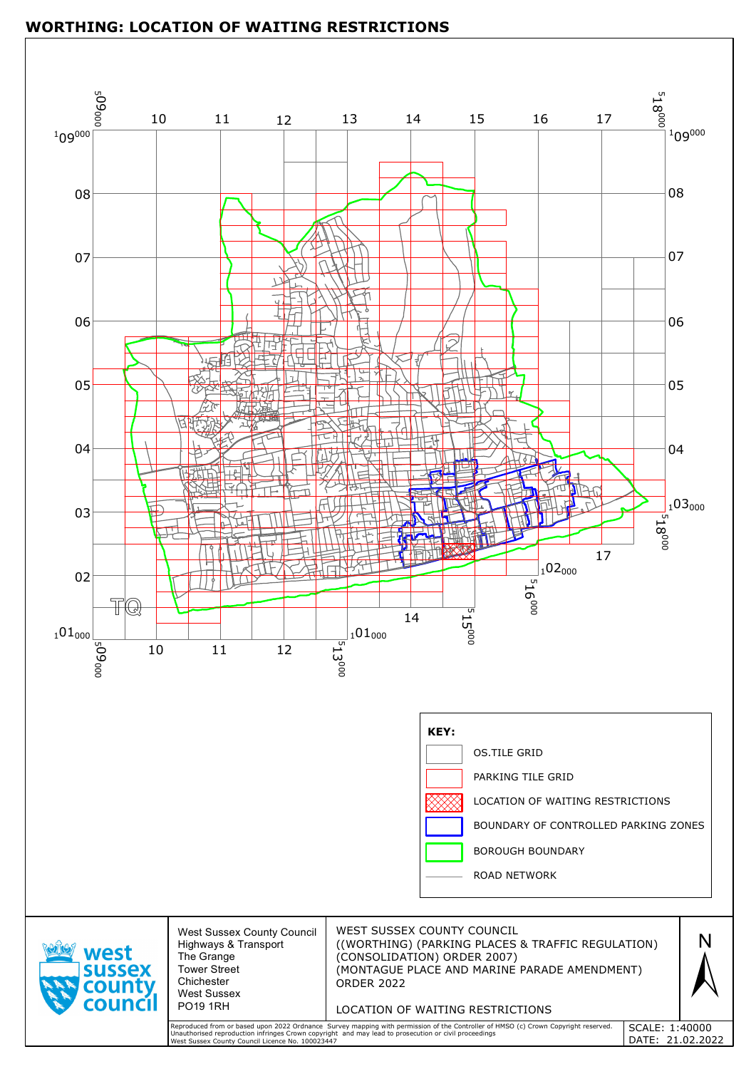# WORTHING: LOCATION OF WAITING RESTRICTIONS

**KEY:**

- OS.TILE GRID
- PARKING TILE GRID
- LOCATION OF WAITING RESTRICTIONS
- BOUNDARY OF CONTROLLED PARKING ZONES
- BOROUGH BOUNDARY
- ROAD NETWORK

West Sussex County Council
Highways & Transport
The Grange
Tower Street
Chichester
West Sussex
PO19 1RH

WEST SUSSEX COUNTY COUNCIL
((WORTHING) (PARKING PLACES & TRAFFIC REGULATION)
(CONSOLIDATION) ORDER 2007)
(MONTAGUE PLACE AND MARINE PARADE AMENDMENT)
ORDER 2022

LOCATION OF WAITING RESTRICTIONS

N

Reproduced from or based upon 2022 Ordnance Survey mapping with permission of the Controller of HMSO (c) Crown Copyright reserved.
Unauthorised reproduction infringes Crown copyright and may lead to prosecution or civil proceedings
West Sussex County Council Licence No. 100023447

SCALE: 1:40000
DATE: 21.02.2022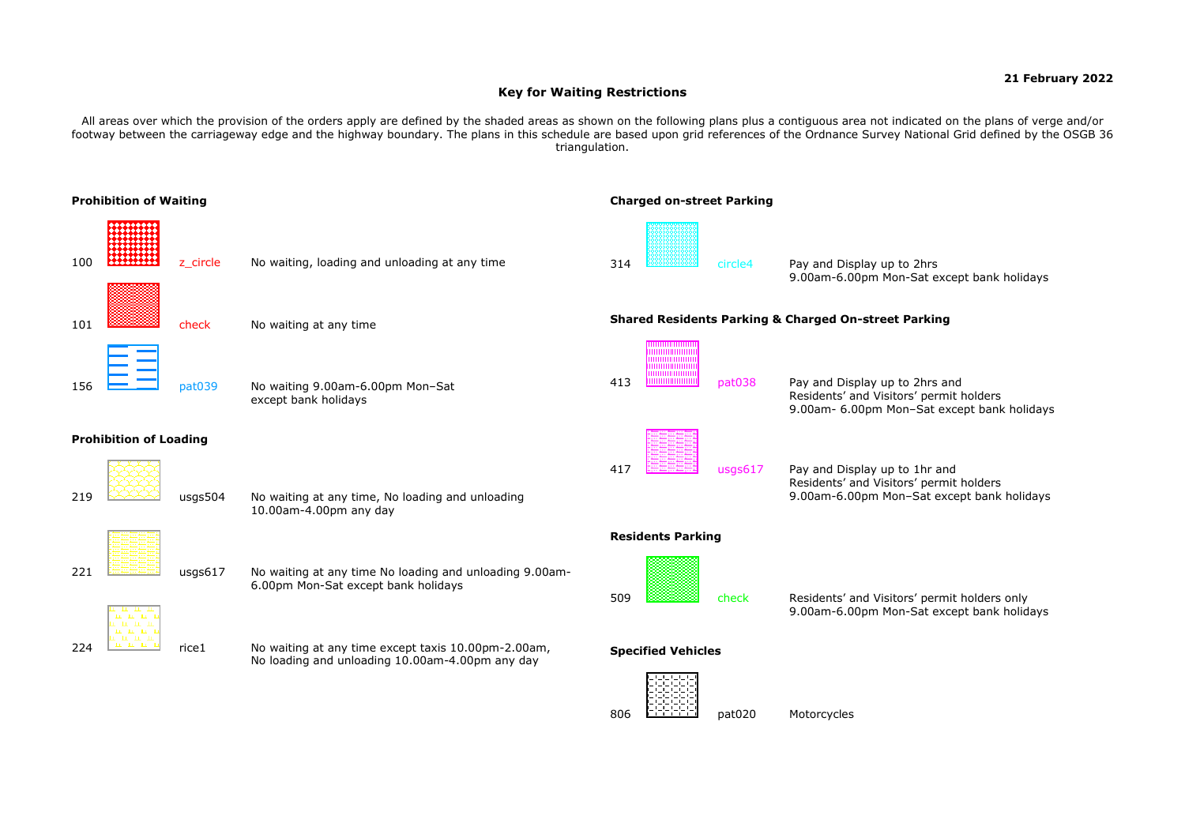**21 February 2022**

# Key for Waiting Restrictions

All areas over which the provision of the orders apply are defined by the shaded areas as shown on the following plans plus a contiguous area not indicated on the plans of verge and/or footway between the carriageway edge and the highway boundary. The plans in this schedule are based upon grid references of the Ordnance Survey National Grid defined by the OSGB 36 triangulation.

## Prohibition of Waiting

| Code | Pattern | Description |
|---|---|---|
| 100 | z_circle | No waiting, loading and unloading at any time |
| 101 | check | No waiting at any time |
| 156 | pat039 | No waiting 9.00am-6.00pm Mon–Sat except bank holidays |

## Prohibition of Loading

| Code | Pattern | Description |
|---|---|---|
| 219 | usgs504 | No waiting at any time, No loading and unloading 10.00am-4.00pm any day |
| 221 | usgs617 | No waiting at any time No loading and unloading 9.00am-6.00pm Mon-Sat except bank holidays |
| 224 | rice1 | No waiting at any time except taxis 10.00pm-2.00am, No loading and unloading 10.00am-4.00pm any day |

## Charged on-street Parking

| Code | Pattern | Description |
|---|---|---|
| 314 | circle4 | Pay and Display up to 2hrs 9.00am-6.00pm Mon-Sat except bank holidays |

## Shared Residents Parking & Charged On-street Parking

| Code | Pattern | Description |
|---|---|---|
| 413 | pat038 | Pay and Display up to 2hrs and Residents' and Visitors' permit holders 9.00am- 6.00pm Mon–Sat except bank holidays |
| 417 | usgs617 | Pay and Display up to 1hr and Residents' and Visitors' permit holders 9.00am-6.00pm Mon–Sat except bank holidays |

## Residents Parking

| Code | Pattern | Description |
|---|---|---|
| 509 | check | Residents' and Visitors' permit holders only 9.00am-6.00pm Mon-Sat except bank holidays |

## Specified Vehicles

| Code | Pattern | Description |
|---|---|---|
| 806 | pat020 | Motorcycles |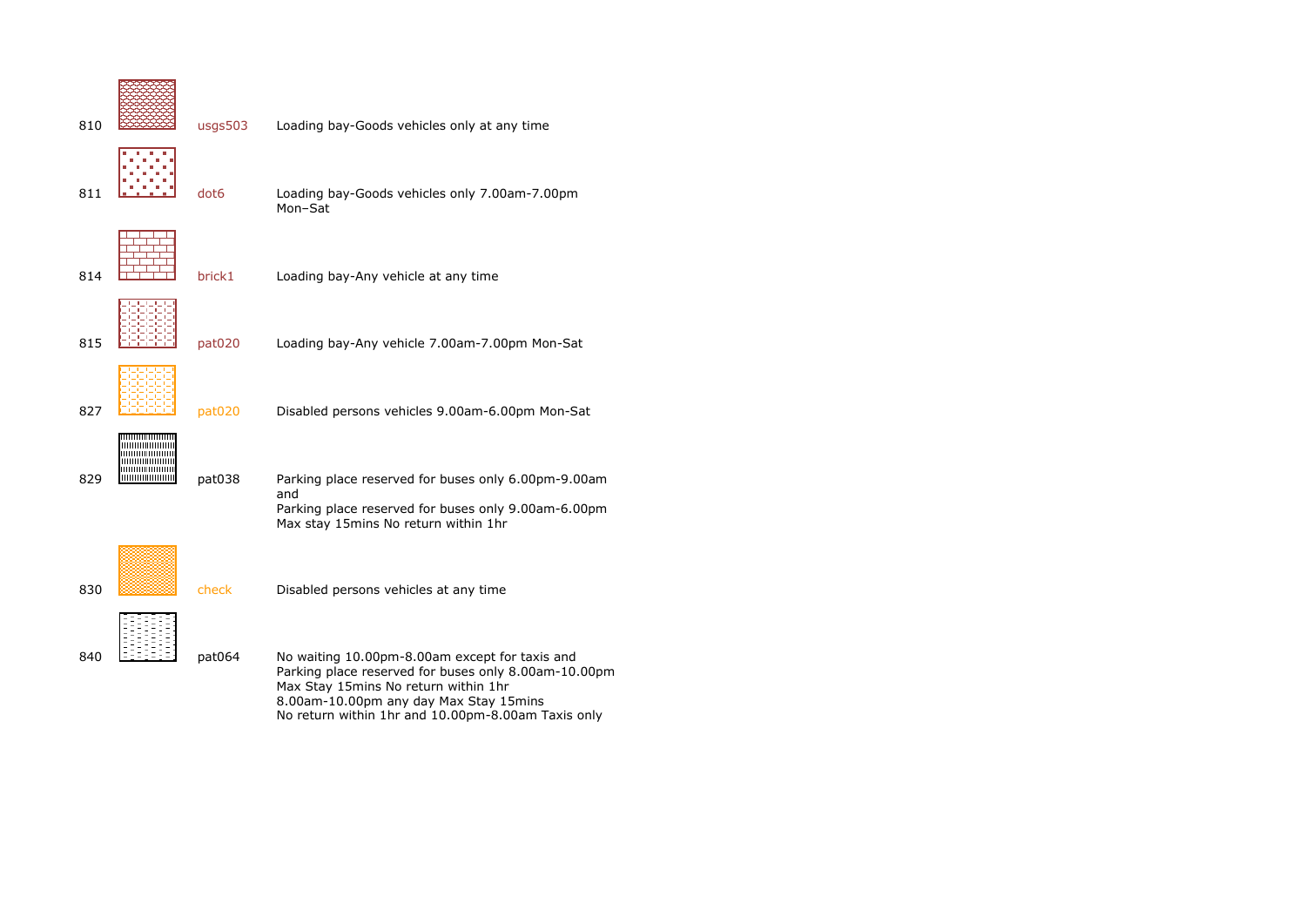| Code | Pattern | Description |
| --- | --- | --- |
| 810 | usgs503 | Loading bay-Goods vehicles only at any time |
| 811 | dot6 | Loading bay-Goods vehicles only 7.00am-7.00pm Mon–Sat |
| 814 | brick1 | Loading bay-Any vehicle at any time |
| 815 | pat020 | Loading bay-Any vehicle 7.00am-7.00pm Mon-Sat |
| 827 | pat020 | Disabled persons vehicles 9.00am-6.00pm Mon-Sat |
| 829 | pat038 | Parking place reserved for buses only 6.00pm-9.00am and Parking place reserved for buses only 9.00am-6.00pm Max stay 15mins No return within 1hr |
| 830 | check | Disabled persons vehicles at any time |
| 840 | pat064 | No waiting 10.00pm-8.00am except for taxis and Parking place reserved for buses only 8.00am-10.00pm Max Stay 15mins No return within 1hr 8.00am-10.00pm any day Max Stay 15mins No return within 1hr and 10.00pm-8.00am Taxis only |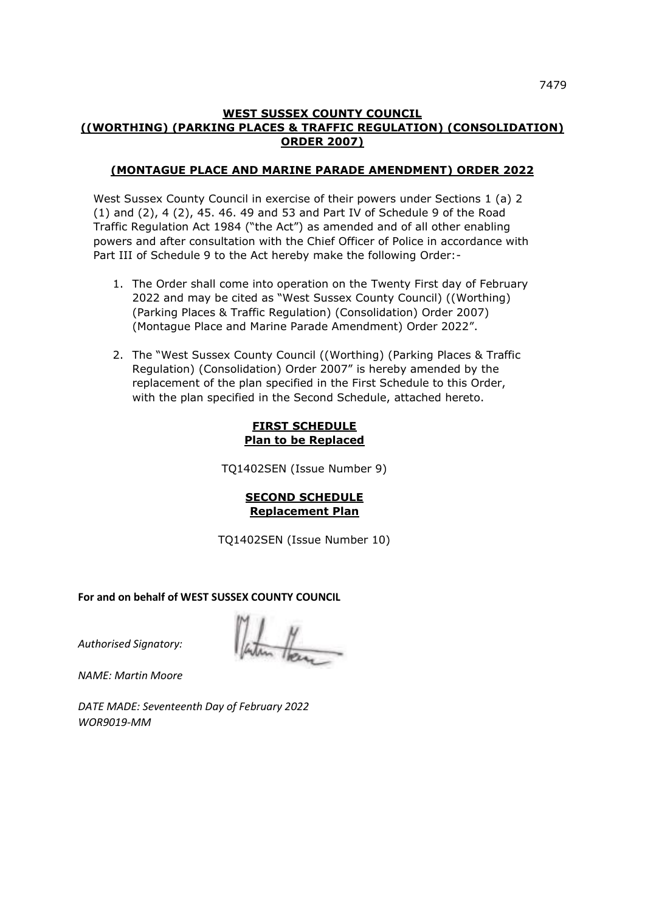**WEST SUSSEX COUNTY COUNCIL**
**((WORTHING) (PARKING PLACES & TRAFFIC REGULATION) (CONSOLIDATION) ORDER 2007)**

**(MONTAGUE PLACE AND MARINE PARADE AMENDMENT) ORDER 2022**

West Sussex County Council in exercise of their powers under Sections 1 (a) 2 (1) and (2), 4 (2), 45. 46. 49 and 53 and Part IV of Schedule 9 of the Road Traffic Regulation Act 1984 ("the Act") as amended and of all other enabling powers and after consultation with the Chief Officer of Police in accordance with Part III of Schedule 9 to the Act hereby make the following Order:-

1. The Order shall come into operation on the Twenty First day of February 2022 and may be cited as "West Sussex County Council) ((Worthing) (Parking Places & Traffic Regulation) (Consolidation) Order 2007) (Montague Place and Marine Parade Amendment) Order 2022".

2. The "West Sussex County Council ((Worthing) (Parking Places & Traffic Regulation) (Consolidation) Order 2007" is hereby amended by the replacement of the plan specified in the First Schedule to this Order, with the plan specified in the Second Schedule, attached hereto.

**FIRST SCHEDULE**
**Plan to be Replaced**

TQ1402SEN (Issue Number 9)

**SECOND SCHEDULE**
**Replacement Plan**

TQ1402SEN (Issue Number 10)

**For and on behalf of WEST SUSSEX COUNTY COUNCIL**

*Authorised Signatory:*

*NAME: Martin Moore*

*DATE MADE: Seventeenth Day of February 2022*
*WOR9019-MM*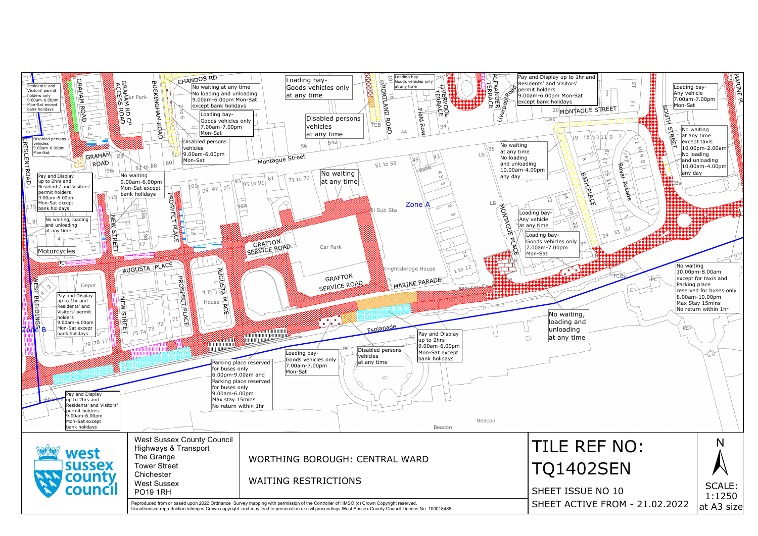Residents' and Visitors' permit holders only 9.00am-6.00pm Mon-Sat except bank holidays

Disabled persons vehicles 9.00am-6.00pm Mon-Sat

Pay and Display up to 2hrs and Residents' and Visitors' permit holders 9.00am-6.00pm Mon-Sat except bank holidays

No waiting, loading and unloading at any time

Motorcycles

No waiting at any time
No loading and unloading 9.00am-6.00pm Mon-Sat except bank holidays

Loading bay- Goods vehicles only 7.00am-7.00pm Mon-Sat

Disabled persons vehicles 9.00am-6.00pm Mon-Sat

No waiting 9.00am-6.00pm Mon-Sat except bank holidays

Loading bay- Goods vehicles only at any time

Disabled persons vehicles at any time

No waiting at any time

Loading bay- Goods vehicles only at any time

Pay and Display up to 1hr and Residents' and Visitors' permit holders 9.00am-6.00pm Mon-Sat except bank holidays

Loading bay- Any vehicle 7.00am-7.00pm Mon-Sat

No waiting at any time except taxis 10.00pm-2.00am
No loading and unloading 10.00am-4.00pm any day

No waiting at any time
No loading and unloading 10.00am-4.00pm any day

Loading bay- Any vehicle at any time

Loading bay- Goods vehicles only 7.00am-7.00pm Mon-Sat

No waiting 10.00pm-8.00am except for taxis and Parking place reserved for buses only 8.00am-10.00pm Max Stay 15mins No return within 1hr

Pay and Display up to 1hr and Residents' and Visitors' permit holders 9.00am-6.00pm Mon-Sat except bank holidays

Parking place reserved for buses only 6.00pm-9.00am and Parking place reserved for buses only 9.00am-6.00pm Max stay 15mins No return within 1hr

Loading bay- Goods vehicles only 7.00am-7.00pm Mon-Sat

Disabled persons vehicles at any time

Pay and Display up to 2hrs 9.00am-6.00pm Mon-Sat except bank holidays

No waiting, loading and unloading at any time

Pay and Display up to 2hrs and Residents' and Visitors' permit holders 9.00am-6.00pm Mon-Sat except bank holidays

Zone A

Zone B

West Sussex County Council
Highways & Transport
The Grange
Tower Street
Chichester
West Sussex
PO19 1RH

WORTHING BOROUGH: CENTRAL WARD

WAITING RESTRICTIONS

TILE REF NO:
TQ1402SEN

SHEET ISSUE NO 10
SHEET ACTIVE FROM - 21.02.2022

N

SCALE:
1:1250
at A3 size

Reproduced from or based upon 2022 Ordnance Survey mapping with permission of the Controller of HMSO (c) Crown Copyright reserved.
Unauthorised reproduction infringes Crown copyright and may lead to prosecution or civil proceedings West Sussex County Council Licence No. 100018485